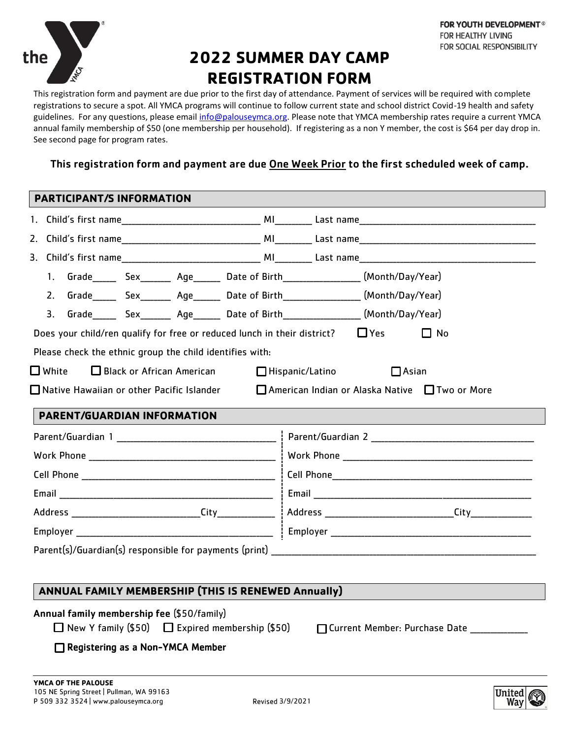FOR YOUTH DEVELOPMENT®
FOR HEALTHY LIVING
FOR SOCIAL RESPONSIBILITY

# 2022 SUMMER DAY CAMP REGISTRATION FORM

This registration form and payment are due prior to the first day of attendance. Payment of services will be required with complete registrations to secure a spot. All YMCA programs will continue to follow current state and school district Covid-19 health and safety guidelines. For any questions, please email info@palouseymca.org. Please note that YMCA membership rates require a current YMCA annual family membership of $50 (one membership per household). If registering as a non Y member, the cost is $64 per day drop in. See second page for program rates.

**This registration form and payment are due One Week Prior to the first scheduled week of camp.**

## PARTICIPANT/S INFORMATION

1. Child's first name____________________________ MI_______ Last name____________________________________
2. Child's first name____________________________ MI_______ Last name____________________________________
3. Child's first name____________________________ MI_______ Last name____________________________________

   1. Grade_____ Sex______ Age______ Date of Birth_______________ (Month/Day/Year)
   2. Grade_____ Sex______ Age______ Date of Birth_______________ (Month/Day/Year)
   3. Grade_____ Sex______ Age______ Date of Birth_______________ (Month/Day/Year)

Does your child/ren qualify for free or reduced lunch in their district? ☐ Yes ☐ No

Please check the ethnic group the child identifies with:

☐ White ☐ Black or African American ☐ Hispanic/Latino ☐ Asian

☐ Native Hawaiian or other Pacific Islander ☐ American Indian or Alaska Native ☐ Two or More

## PARENT/GUARDIAN INFORMATION

Parent/Guardian 1 ________________________________

Work Phone ______________________________________

Cell Phone _______________________________________

Email ___________________________________________

Address _________________________City___________

Employer ________________________________________

Parent/Guardian 2 ________________________________

Work Phone ______________________________________

Cell Phone _______________________________________

Email ___________________________________________

Address _________________________City___________

Employer ________________________________________

Parent(s)/Guardian(s) responsible for payments (print) ____________________________________________________

## ANNUAL FAMILY MEMBERSHIP (THIS IS RENEWED Annually)

**Annual family membership fee** ($50/family)

☐ New Y family ($50) ☐ Expired membership ($50) ☐ Current Member: Purchase Date ___________

☐ **Registering as a Non-YMCA Member**

**YMCA OF THE PALOUSE**
105 NE Spring Street | Pullman, WA 99163
P 509 332 3524 | www.palouseymca.org

Revised 3/9/2021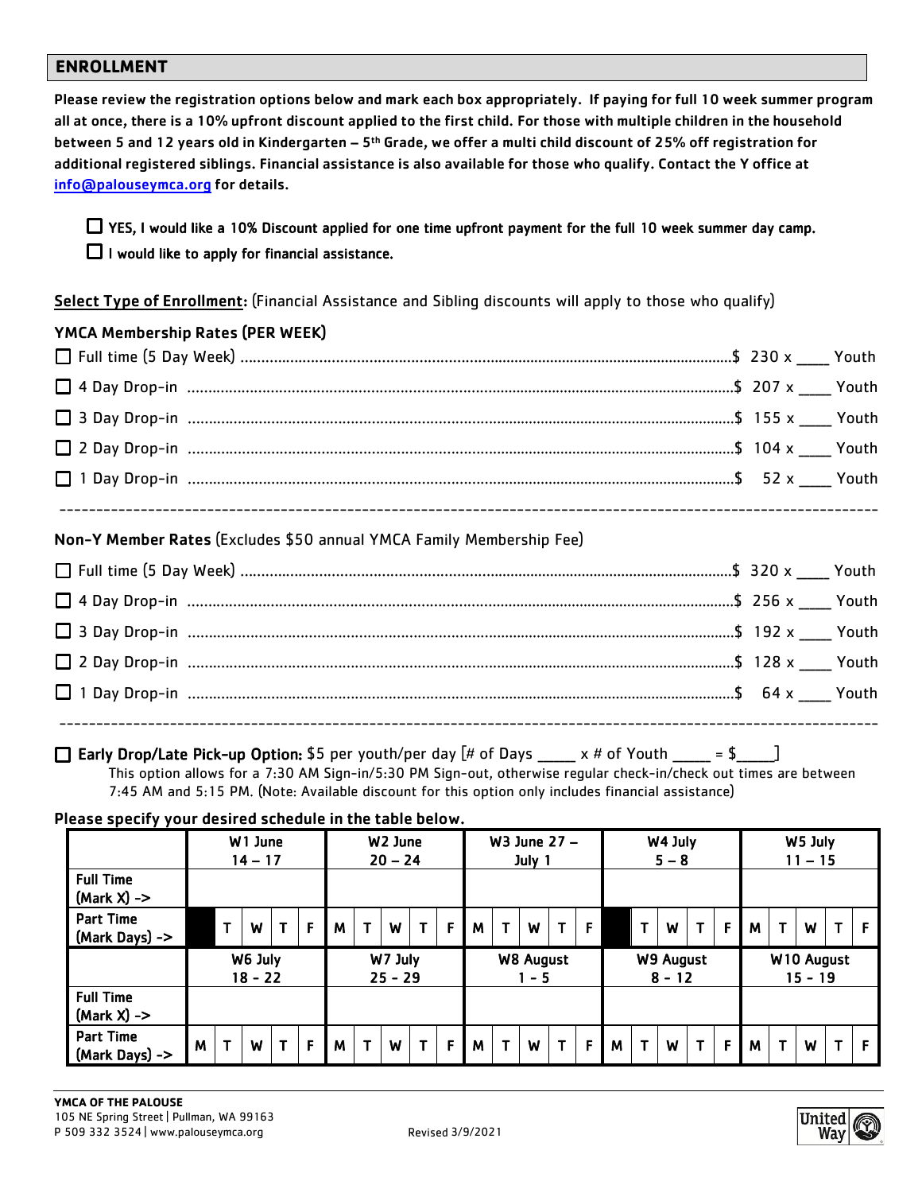## ENROLLMENT

**Please review the registration options below and mark each box appropriately. If paying for full 10 week summer program all at once, there is a 10% upfront discount applied to the first child. For those with multiple children in the household between 5 and 12 years old in Kindergarten – 5th Grade, we offer a multi child discount of 25% off registration for additional registered siblings. Financial assistance is also available for those who qualify. Contact the Y office at info@palouseymca.org for details.**

☐ **YES, I would like a 10% Discount applied for one time upfront payment for the full 10 week summer day camp.**

☐ **I would like to apply for financial assistance.**

**Select Type of Enrollment:** (Financial Assistance and Sibling discounts will apply to those who qualify)

**YMCA Membership Rates (PER WEEK)**

☐ Full time (5 Day Week) ............ $ 230 x ____ Youth

☐ 4 Day Drop-in ............ $ 207 x ____ Youth

☐ 3 Day Drop-in ............ $ 155 x ____ Youth

☐ 2 Day Drop-in ............ $ 104 x ____ Youth

☐ 1 Day Drop-in ............ $ 52 x ____ Youth

---

**Non-Y Member Rates** (Excludes $50 annual YMCA Family Membership Fee)

☐ Full time (5 Day Week) ............ $ 320 x ____ Youth

☐ 4 Day Drop-in ............ $ 256 x ____ Youth

☐ 3 Day Drop-in ............ $ 192 x ____ Youth

☐ 2 Day Drop-in ............ $ 128 x ____ Youth

☐ 1 Day Drop-in ............ $ 64 x ____ Youth

---

☐ **Early Drop/Late Pick-up Option:** $5 per youth/per day [# of Days _____ x # of Youth _____ = $_____]
This option allows for a 7:30 AM Sign-in/5:30 PM Sign-out, otherwise regular check-in/check out times are between 7:45 AM and 5:15 PM. (Note: Available discount for this option only includes financial assistance)

**Please specify your desired schedule in the table below.**

| | W1 June 14 – 17 | | | | | W2 June 20 – 24 | | | | | W3 June 27 – July 1 | | | | | W4 July 5 – 8 | | | | | W5 July 11 – 15 | | | | |
|---|---|---|---|---|---|---|---|---|---|---|---|---|---|---|---|---|---|---|---|---|---|---|---|---|---|
| Full Time (Mark X) -> | | | | | | | | | | | | | | | | | | | | | | | | | |
| Part Time (Mark Days) -> | | T | W | T | F | M | T | W | T | F | M | T | W | T | F | | T | W | T | F | M | T | W | T | F |
| | **W6 July 18 - 22** | | | | | **W7 July 25 - 29** | | | | | **W8 August 1 - 5** | | | | | **W9 August 8 - 12** | | | | | **W10 August 15 - 19** | | | | |
| Full Time (Mark X) -> | | | | | | | | | | | | | | | | | | | | | | | | | |
| Part Time (Mark Days) -> | M | T | W | T | F | M | T | W | T | F | M | T | W | T | F | M | T | W | T | F | M | T | W | T | F |

**YMCA OF THE PALOUSE**
105 NE Spring Street | Pullman, WA 99163
P 509 332 3524 | www.palouseymca.org

Revised 3/9/2021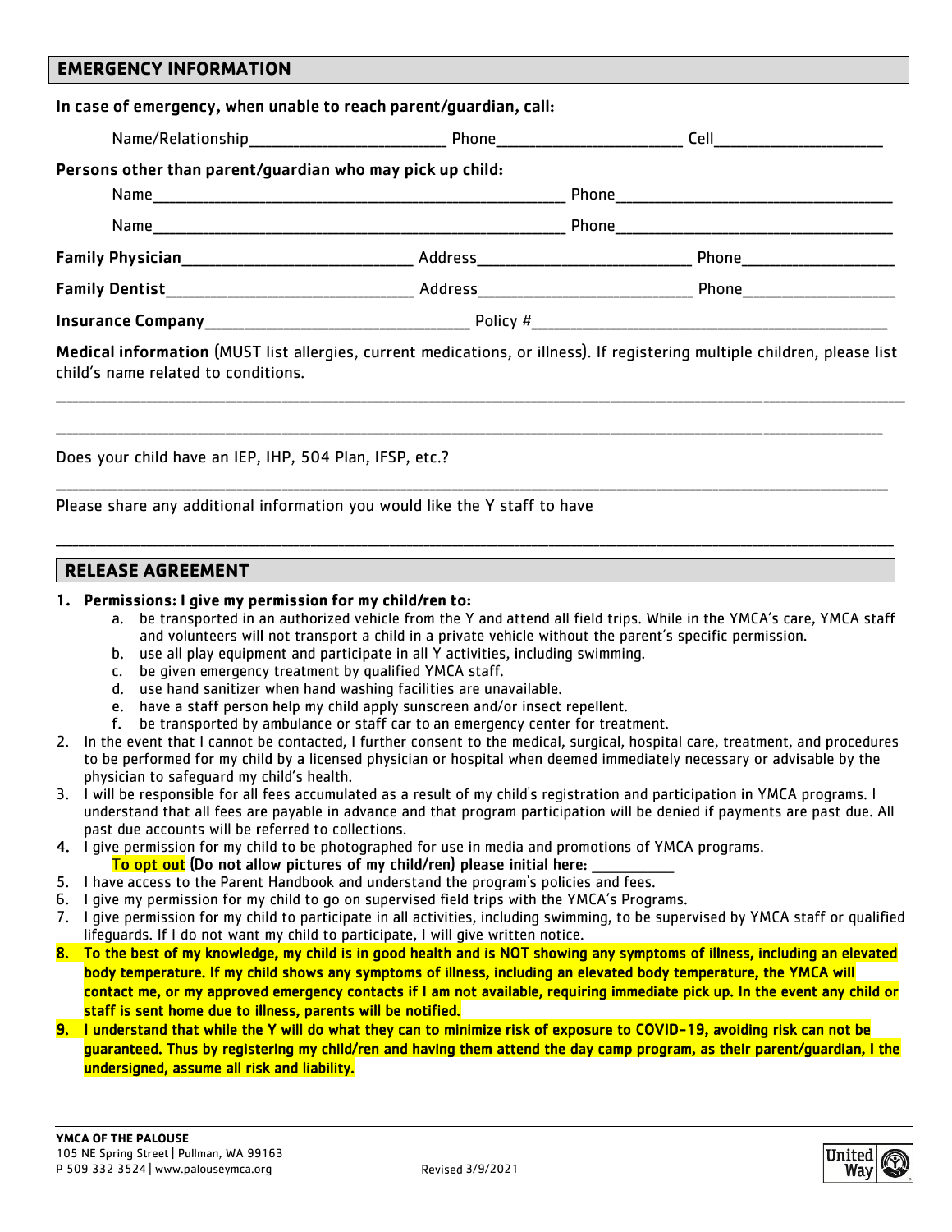## EMERGENCY INFORMATION

**In case of emergency, when unable to reach parent/guardian, call:**

Name/Relationship______________________ Phone_____________________ Cell___________________

**Persons other than parent/guardian who may pick up child:**

Name_____________________________________________ Phone______________________________

Name_____________________________________________ Phone______________________________

**Family Physician**_________________________ Address_______________________ Phone_________________

**Family Dentist**___________________________ Address_______________________ Phone_________________

**Insurance Company**____________________________ Policy #_________________________________________

**Medical information** (MUST list allergies, current medications, or illness). If registering multiple children, please list child's name related to conditions.

_____________________________________________________________________________________________

_____________________________________________________________________________________________

Does your child have an IEP, IHP, 504 Plan, IFSP, etc.?

_____________________________________________________________________________________________

Please share any additional information you would like the Y staff to have

_____________________________________________________________________________________________

## RELEASE AGREEMENT

1. **Permissions: I give my permission for my child/ren to:**
   a. be transported in an authorized vehicle from the Y and attend all field trips. While in the YMCA's care, YMCA staff and volunteers will not transport a child in a private vehicle without the parent's specific permission.
   b. use all play equipment and participate in all Y activities, including swimming.
   c. be given emergency treatment by qualified YMCA staff.
   d. use hand sanitizer when hand washing facilities are unavailable.
   e. have a staff person help my child apply sunscreen and/or insect repellent.
   f. be transported by ambulance or staff car to an emergency center for treatment.
2. In the event that I cannot be contacted, I further consent to the medical, surgical, hospital care, treatment, and procedures to be performed for my child by a licensed physician or hospital when deemed immediately necessary or advisable by the physician to safeguard my child's health.
3. I will be responsible for all fees accumulated as a result of my child's registration and participation in YMCA programs. I understand that all fees are payable in advance and that program participation will be denied if payments are past due. All past due accounts will be referred to collections.
4. I give permission for my child to be photographed for use in media and promotions of YMCA programs.
   **To opt out (Do not allow pictures of my child/ren) please initial here:** __________
5. I have access to the Parent Handbook and understand the program's policies and fees.
6. I give my permission for my child to go on supervised field trips with the YMCA's Programs.
7. I give permission for my child to participate in all activities, including swimming, to be supervised by YMCA staff or qualified lifeguards. If I do not want my child to participate, I will give written notice.
8. **To the best of my knowledge, my child is in good health and is NOT showing any symptoms of illness, including an elevated body temperature. If my child shows any symptoms of illness, including an elevated body temperature, the YMCA will contact me, or my approved emergency contacts if I am not available, requiring immediate pick up. In the event any child or staff is sent home due to illness, parents will be notified.**
9. **I understand that while the Y will do what they can to minimize risk of exposure to COVID-19, avoiding risk can not be guaranteed. Thus by registering my child/ren and having them attend the day camp program, as their parent/guardian, I the undersigned, assume all risk and liability.**

**YMCA OF THE PALOUSE**
105 NE Spring Street | Pullman, WA 99163
P 509 332 3524 | www.palouseymca.org

Revised 3/9/2021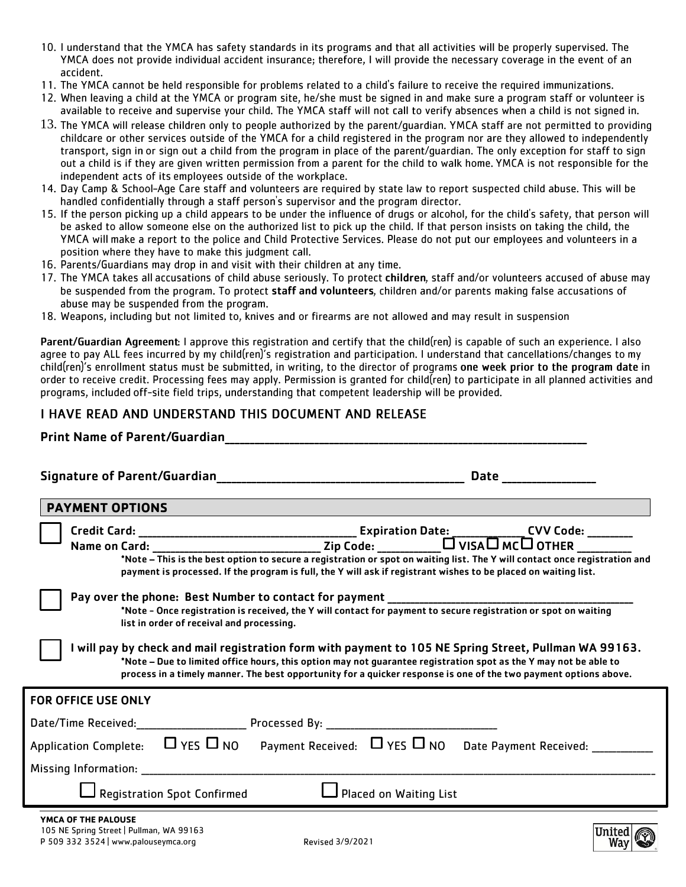10. I understand that the YMCA has safety standards in its programs and that all activities will be properly supervised. The YMCA does not provide individual accident insurance; therefore, I will provide the necessary coverage in the event of an accident.
11. The YMCA cannot be held responsible for problems related to a child's failure to receive the required immunizations.
12. When leaving a child at the YMCA or program site, he/she must be signed in and make sure a program staff or volunteer is available to receive and supervise your child. The YMCA staff will not call to verify absences when a child is not signed in.
13. The YMCA will release children only to people authorized by the parent/guardian. YMCA staff are not permitted to providing childcare or other services outside of the YMCA for a child registered in the program nor are they allowed to independently transport, sign in or sign out a child from the program in place of the parent/guardian. The only exception for staff to sign out a child is if they are given written permission from a parent for the child to walk home. YMCA is not responsible for the independent acts of its employees outside of the workplace.
14. Day Camp & School-Age Care staff and volunteers are required by state law to report suspected child abuse. This will be handled confidentially through a staff person's supervisor and the program director.
15. If the person picking up a child appears to be under the influence of drugs or alcohol, for the child's safety, that person will be asked to allow someone else on the authorized list to pick up the child. If that person insists on taking the child, the YMCA will make a report to the police and Child Protective Services. Please do not put our employees and volunteers in a position where they have to make this judgment call.
16. Parents/Guardians may drop in and visit with their children at any time.
17. The YMCA takes all accusations of child abuse seriously. To protect **children**, staff and/or volunteers accused of abuse may be suspended from the program. To protect **staff and volunteers**, children and/or parents making false accusations of abuse may be suspended from the program.
18. Weapons, including but not limited to, knives and or firearms are not allowed and may result in suspension

**Parent/Guardian Agreement**: I approve this registration and certify that the child(ren) is capable of such an experience. I also agree to pay ALL fees incurred by my child(ren)'s registration and participation. I understand that cancellations/changes to my child(ren)'s enrollment status must be submitted, in writing, to the director of programs **one week prior to the program date** in order to receive credit. Processing fees may apply. Permission is granted for child(ren) to participate in all planned activities and programs, included off-site field trips, understanding that competent leadership will be provided.

## I HAVE READ AND UNDERSTAND THIS DOCUMENT AND RELEASE

**Print Name of Parent/Guardian**_______________________________________________

**Signature of Parent/Guardian**________________________________ **Date** ____________

## PAYMENT OPTIONS

☐ **Credit Card:** ____________________________ **Expiration Date:** __________ **CVV Code:** ______
**Name on Card:** ______________________ **Zip Code:** ________ ☐ **VISA** ☐ **MC** ☐ **OTHER** _______
***Note – This is the best option to secure a registration or spot on waiting list. The Y will contact once registration and payment is processed. If the program is full, the Y will ask if registrant wishes to be placed on waiting list.**

☐ **Pay over the phone: Best Number to contact for payment** ________________________________
***Note - Once registration is received, the Y will contact for payment to secure registration or spot on waiting list in order of receival and processing.**

☐ **I will pay by check and mail registration form with payment to 105 NE Spring Street, Pullman WA 99163.**
***Note – Due to limited office hours, this option may not guarantee registration spot as the Y may not be able to process in a timely manner. The best opportunity for a quicker response is one of the two payment options above.**

**FOR OFFICE USE ONLY**

Date/Time Received:______________ Processed By: ______________________

Application Complete: ☐ YES ☐ NO Payment Received: ☐ YES ☐ NO Date Payment Received: ________

Missing Information: ______________________________________________________________

☐ Registration Spot Confirmed ☐ Placed on Waiting List

**YMCA OF THE PALOUSE**
105 NE Spring Street | Pullman, WA 99163
P 509 332 3524 | www.palouseymca.org

Revised 3/9/2021

United Way